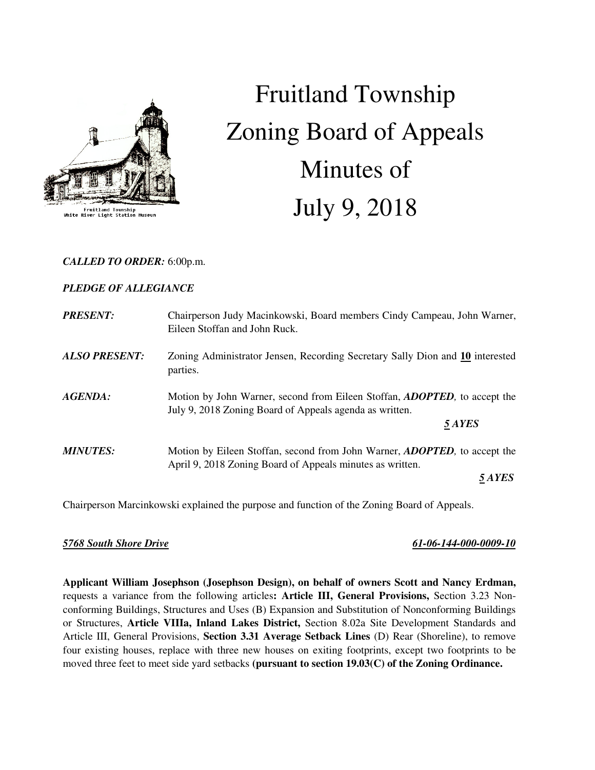# Fruitland Township Zoning Board of Appeals Minutes of July 9, 2018

***CALLED TO ORDER:*** 6:00p.m.

***PLEDGE OF ALLEGIANCE***

***PRESENT:*** Chairperson Judy Macinkowski, Board members Cindy Campeau, John Warner, Eileen Stoffan and John Ruck.

***ALSO PRESENT:*** Zoning Administrator Jensen, Recording Secretary Sally Dion and **10** interested parties.

***AGENDA:*** Motion by John Warner, second from Eileen Stoffan, ***ADOPTED,*** to accept the July 9, 2018 Zoning Board of Appeals agenda as written.

***5 AYES***

***MINUTES:*** Motion by Eileen Stoffan, second from John Warner, ***ADOPTED,*** to accept the April 9, 2018 Zoning Board of Appeals minutes as written.

***5 AYES***

Chairperson Marcinkowski explained the purpose and function of the Zoning Board of Appeals.

***5768 South Shore Drive*** ***61-06-144-000-0009-10***

**Applicant William Josephson (Josephson Design), on behalf of owners Scott and Nancy Erdman,** requests a variance from the following articles**: Article III, General Provisions,** Section 3.23 Non-conforming Buildings, Structures and Uses (B) Expansion and Substitution of Nonconforming Buildings or Structures, **Article VIIIa, Inland Lakes District,** Section 8.02a Site Development Standards and Article III, General Provisions, **Section 3.31 Average Setback Lines** (D) Rear (Shoreline), to remove four existing houses, replace with three new houses on exiting footprints, except two footprints to be moved three feet to meet side yard setbacks **(pursuant to section 19.03(C) of the Zoning Ordinance.**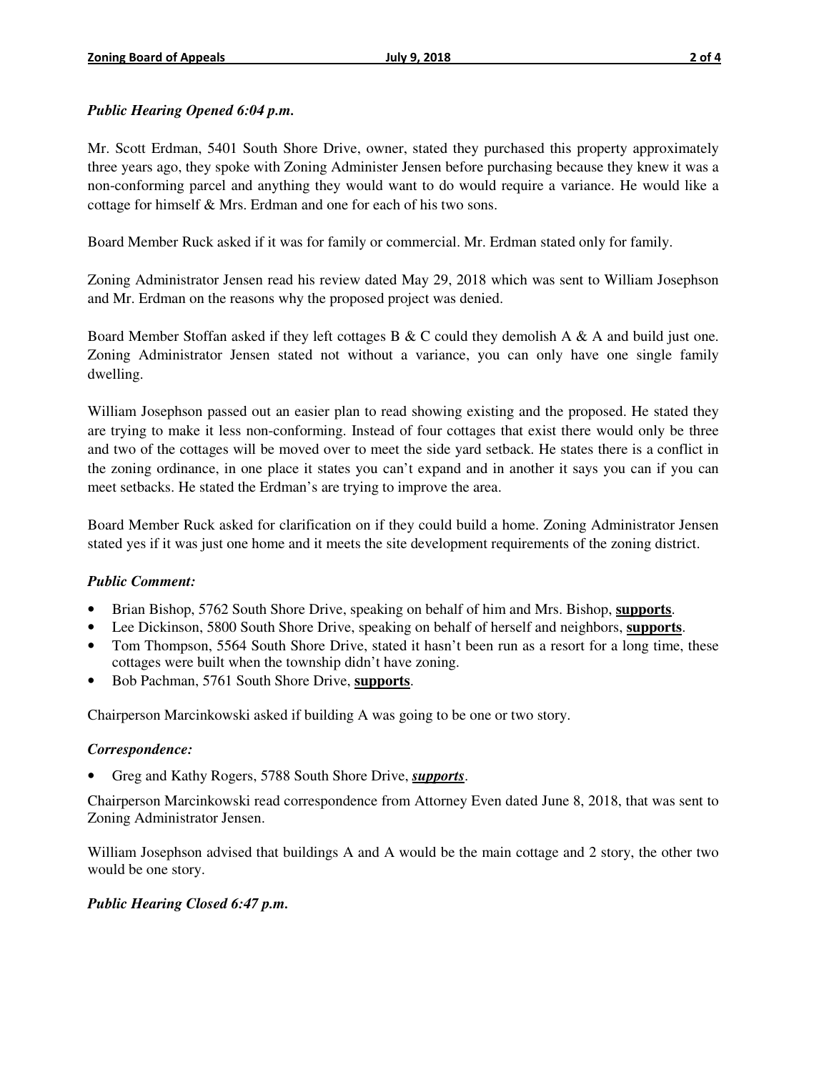***Public Hearing Opened 6:04 p.m.***

Mr. Scott Erdman, 5401 South Shore Drive, owner, stated they purchased this property approximately three years ago, they spoke with Zoning Administer Jensen before purchasing because they knew it was a non-conforming parcel and anything they would want to do would require a variance. He would like a cottage for himself & Mrs. Erdman and one for each of his two sons.

Board Member Ruck asked if it was for family or commercial. Mr. Erdman stated only for family.

Zoning Administrator Jensen read his review dated May 29, 2018 which was sent to William Josephson and Mr. Erdman on the reasons why the proposed project was denied.

Board Member Stoffan asked if they left cottages B & C could they demolish A & A and build just one. Zoning Administrator Jensen stated not without a variance, you can only have one single family dwelling.

William Josephson passed out an easier plan to read showing existing and the proposed. He stated they are trying to make it less non-conforming. Instead of four cottages that exist there would only be three and two of the cottages will be moved over to meet the side yard setback. He states there is a conflict in the zoning ordinance, in one place it states you can't expand and in another it says you can if you can meet setbacks. He stated the Erdman's are trying to improve the area.

Board Member Ruck asked for clarification on if they could build a home. Zoning Administrator Jensen stated yes if it was just one home and it meets the site development requirements of the zoning district.

***Public Comment:***

- Brian Bishop, 5762 South Shore Drive, speaking on behalf of him and Mrs. Bishop, **supports**.
- Lee Dickinson, 5800 South Shore Drive, speaking on behalf of herself and neighbors, **supports**.
- Tom Thompson, 5564 South Shore Drive, stated it hasn't been run as a resort for a long time, these cottages were built when the township didn't have zoning.
- Bob Pachman, 5761 South Shore Drive, **supports**.

Chairperson Marcinkowski asked if building A was going to be one or two story.

***Correspondence:***

- Greg and Kathy Rogers, 5788 South Shore Drive, ***supports***.

Chairperson Marcinkowski read correspondence from Attorney Even dated June 8, 2018, that was sent to Zoning Administrator Jensen.

William Josephson advised that buildings A and A would be the main cottage and 2 story, the other two would be one story.

***Public Hearing Closed 6:47 p.m.***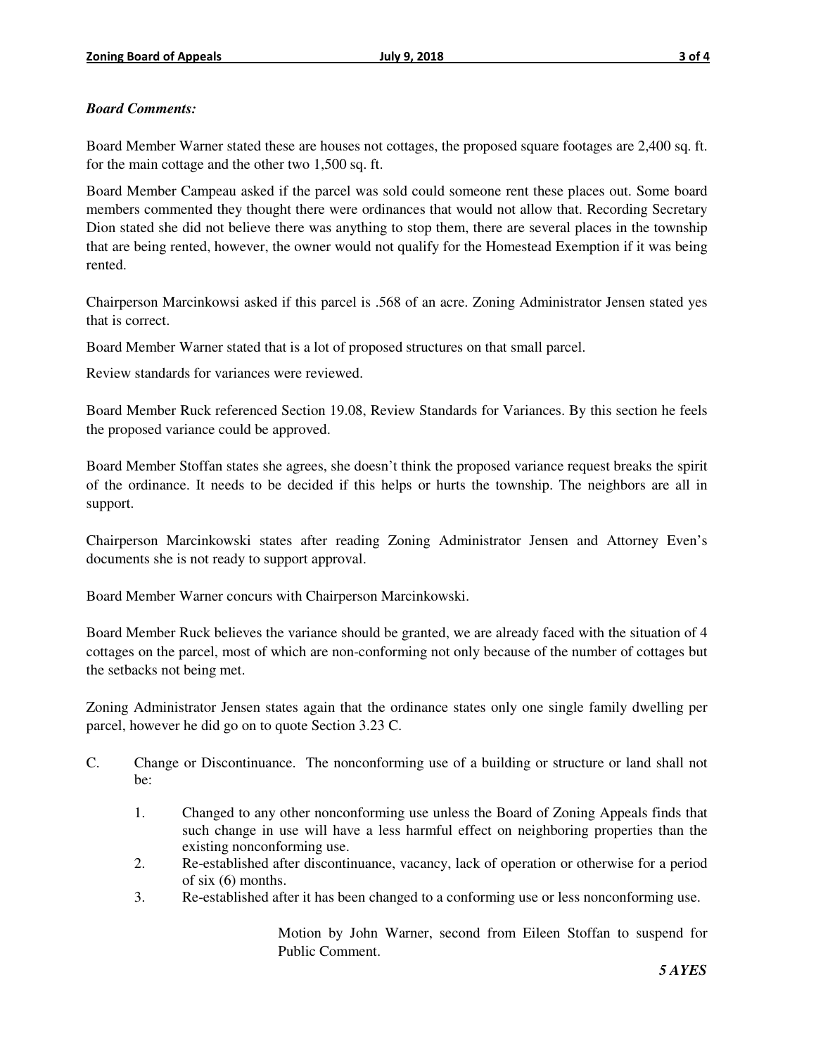***Board Comments:***

Board Member Warner stated these are houses not cottages, the proposed square footages are 2,400 sq. ft. for the main cottage and the other two 1,500 sq. ft.

Board Member Campeau asked if the parcel was sold could someone rent these places out. Some board members commented they thought there were ordinances that would not allow that. Recording Secretary Dion stated she did not believe there was anything to stop them, there are several places in the township that are being rented, however, the owner would not qualify for the Homestead Exemption if it was being rented.

Chairperson Marcinkowsi asked if this parcel is .568 of an acre. Zoning Administrator Jensen stated yes that is correct.

Board Member Warner stated that is a lot of proposed structures on that small parcel.

Review standards for variances were reviewed.

Board Member Ruck referenced Section 19.08, Review Standards for Variances. By this section he feels the proposed variance could be approved.

Board Member Stoffan states she agrees, she doesn't think the proposed variance request breaks the spirit of the ordinance. It needs to be decided if this helps or hurts the township. The neighbors are all in support.

Chairperson Marcinkowski states after reading Zoning Administrator Jensen and Attorney Even's documents she is not ready to support approval.

Board Member Warner concurs with Chairperson Marcinkowski.

Board Member Ruck believes the variance should be granted, we are already faced with the situation of 4 cottages on the parcel, most of which are non-conforming not only because of the number of cottages but the setbacks not being met.

Zoning Administrator Jensen states again that the ordinance states only one single family dwelling per parcel, however he did go on to quote Section 3.23 C.

C. Change or Discontinuance. The nonconforming use of a building or structure or land shall not be:

1. Changed to any other nonconforming use unless the Board of Zoning Appeals finds that such change in use will have a less harmful effect on neighboring properties than the existing nonconforming use.
2. Re-established after discontinuance, vacancy, lack of operation or otherwise for a period of six (6) months.
3. Re-established after it has been changed to a conforming use or less nonconforming use.

Motion by John Warner, second from Eileen Stoffan to suspend for Public Comment.

***5 AYES***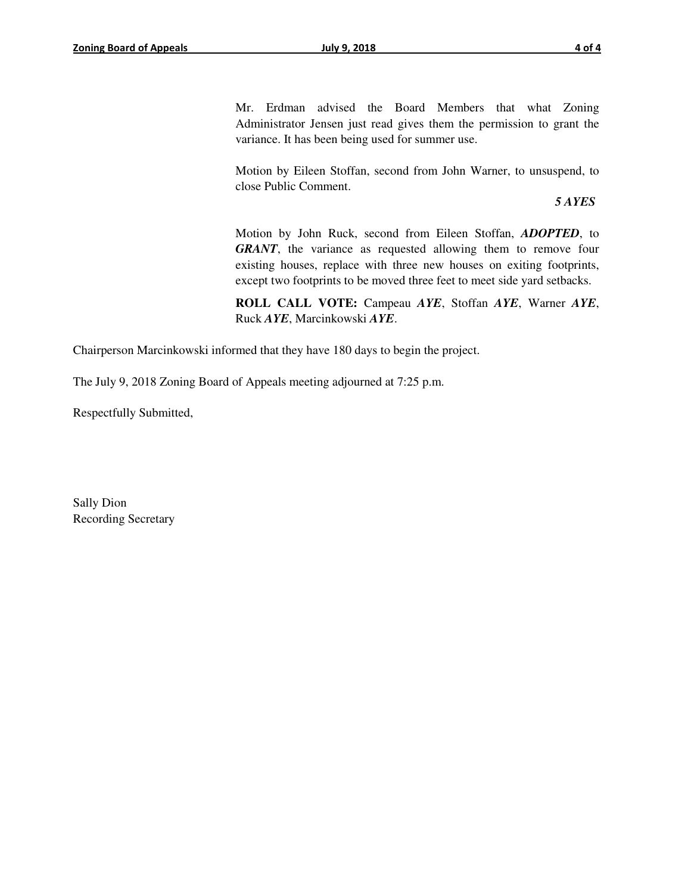Mr. Erdman advised the Board Members that what Zoning Administrator Jensen just read gives them the permission to grant the variance. It has been being used for summer use.

Motion by Eileen Stoffan, second from John Warner, to unsuspend, to close Public Comment.

***5 AYES***

Motion by John Ruck, second from Eileen Stoffan, ***ADOPTED***, to ***GRANT***, the variance as requested allowing them to remove four existing houses, replace with three new houses on exiting footprints, except two footprints to be moved three feet to meet side yard setbacks.

**ROLL CALL VOTE:** Campeau ***AYE***, Stoffan ***AYE***, Warner ***AYE***, Ruck ***AYE***, Marcinkowski ***AYE***.

Chairperson Marcinkowski informed that they have 180 days to begin the project.

The July 9, 2018 Zoning Board of Appeals meeting adjourned at 7:25 p.m.

Respectfully Submitted,

Sally Dion
Recording Secretary